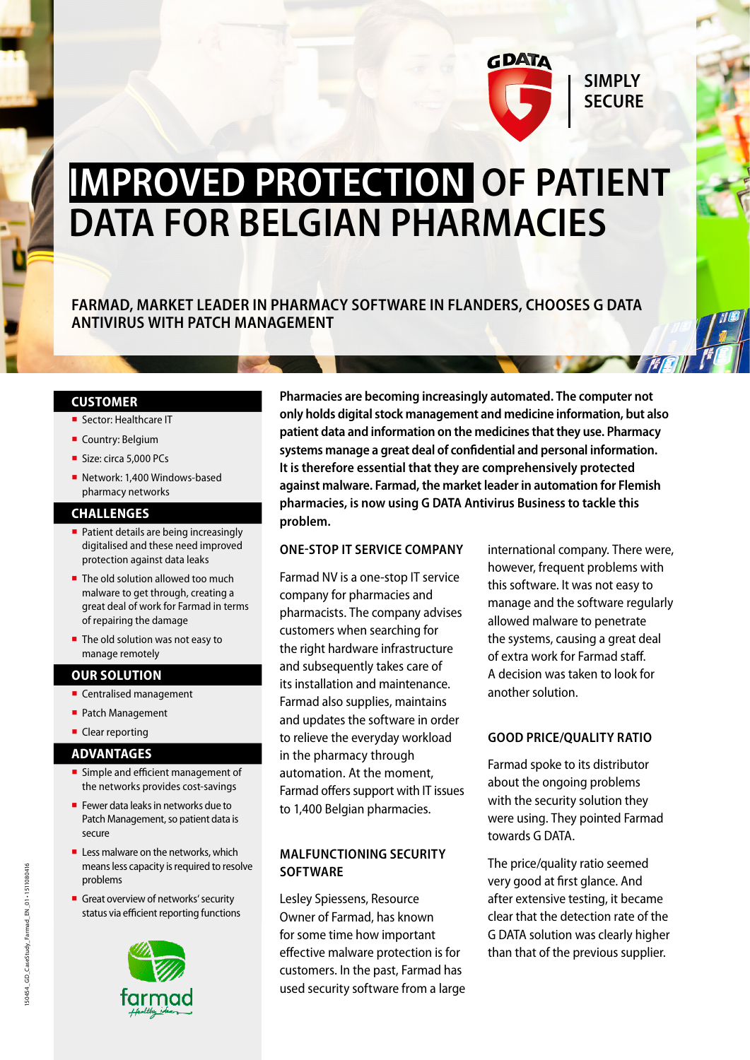G DATA — SIMPLY SECURE

# IMPROVED PROTECTION OF PATIENT DATA FOR BELGIAN PHARMACIES

## FARMAD, MARKET LEADER IN PHARMACY SOFTWARE IN FLANDERS, CHOOSES G DATA ANTIVIRUS WITH PATCH MANAGEMENT

### CUSTOMER

- Sector: Healthcare IT
- Country: Belgium
- Size: circa 5,000 PCs
- Network: 1,400 Windows-based pharmacy networks

### CHALLENGES

- Patient details are being increasingly digitalised and these need improved protection against data leaks
- The old solution allowed too much malware to get through, creating a great deal of work for Farmad in terms of repairing the damage
- The old solution was not easy to manage remotely

### OUR SOLUTION

- Centralised management
- Patch Management
- Clear reporting

### ADVANTAGES

- Simple and efficient management of the networks provides cost-savings
- Fewer data leaks in networks due to Patch Management, so patient data is secure
- Less malware on the networks, which means less capacity is required to resolve problems
- Great overview of networks' security status via efficient reporting functions

farmad — Healthy ideas

**Pharmacies are becoming increasingly automated. The computer not only holds digital stock management and medicine information, but also patient data and information on the medicines that they use. Pharmacy systems manage a great deal of confidential and personal information. It is therefore essential that they are comprehensively protected against malware. Farmad, the market leader in automation for Flemish pharmacies, is now using G DATA Antivirus Business to tackle this problem.**

### ONE-STOP IT SERVICE COMPANY

Farmad NV is a one-stop IT service company for pharmacies and pharmacists. The company advises customers when searching for the right hardware infrastructure and subsequently takes care of its installation and maintenance. Farmad also supplies, maintains and updates the software in order to relieve the everyday workload in the pharmacy through automation. At the moment, Farmad offers support with IT issues to 1,400 Belgian pharmacies.

### MALFUNCTIONING SECURITY SOFTWARE

Lesley Spiessens, Resource Owner of Farmad, has known for some time how important effective malware protection is for customers. In the past, Farmad has used security software from a large international company. There were, however, frequent problems with this software. It was not easy to manage and the software regularly allowed malware to penetrate the systems, causing a great deal of extra work for Farmad staff. A decision was taken to look for another solution.

### GOOD PRICE/QUALITY RATIO

Farmad spoke to its distributor about the ongoing problems with the security solution they were using. They pointed Farmad towards G DATA.

The price/quality ratio seemed very good at first glance. And after extensive testing, it became clear that the detection rate of the G DATA solution was clearly higher than that of the previous supplier.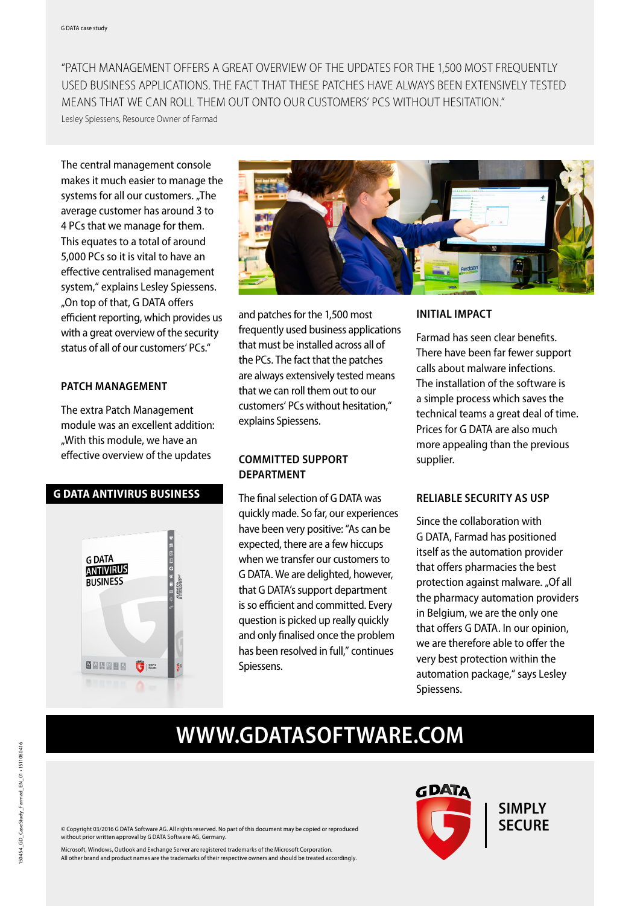"PATCH MANAGEMENT OFFERS A GREAT OVERVIEW OF THE UPDATES FOR THE 1,500 MOST FREQUENTLY USED BUSINESS APPLICATIONS. THE FACT THAT THESE PATCHES HAVE ALWAYS BEEN EXTENSIVELY TESTED MEANS THAT WE CAN ROLL THEM OUT ONTO OUR CUSTOMERS' PCS WITHOUT HESITATION."

Lesley Spiessens, Resource Owner of Farmad

The central management console makes it much easier to manage the systems for all our customers. „The average customer has around 3 to 4 PCs that we manage for them. This equates to a total of around 5,000 PCs so it is vital to have an effective centralised management system," explains Lesley Spiessens. „On top of that, G DATA offers efficient reporting, which provides us with a great overview of the security status of all of our customers' PCs."

### PATCH MANAGEMENT

The extra Patch Management module was an excellent addition: „With this module, we have an effective overview of the updates and patches for the 1,500 most frequently used business applications that must be installed across all of the PCs. The fact that the patches are always extensively tested means that we can roll them out to our customers' PCs without hesitation," explains Spiessens.

### COMMITTED SUPPORT DEPARTMENT

The final selection of G DATA was quickly made. So far, our experiences have been very positive: "As can be expected, there are a few hiccups when we transfer our customers to G DATA. We are delighted, however, that G DATA's support department is so efficient and committed. Every question is picked up really quickly and only finalised once the problem has been resolved in full," continues Spiessens.

### INITIAL IMPACT

Farmad has seen clear benefits. There have been far fewer support calls about malware infections. The installation of the software is a simple process which saves the technical teams a great deal of time. Prices for G DATA are also much more appealing than the previous supplier.

### RELIABLE SECURITY AS USP

Since the collaboration with G DATA, Farmad has positioned itself as the automation provider that offers pharmacies the best protection against malware. „Of all the pharmacy automation providers in Belgium, we are the only one that offers G DATA. In our opinion, we are therefore able to offer the very best protection within the automation package," says Lesley Spiessens.

### G DATA ANTIVIRUS BUSINESS

## WWW.GDATASOFTWARE.COM

SIMPLY SECURE

© Copyright 03/2016 G DATA Software AG. All rights reserved. No part of this document may be copied or reproduced without prior written approval by G DATA Software AG, Germany.

Microsoft, Windows, Outlook and Exchange Server are registered trademarks of the Microsoft Corporation. All other brand and product names are the trademarks of their respective owners and should be treated accordingly.

150454_GD_CaseStudy_Farmad_EN_01 • 1511080416